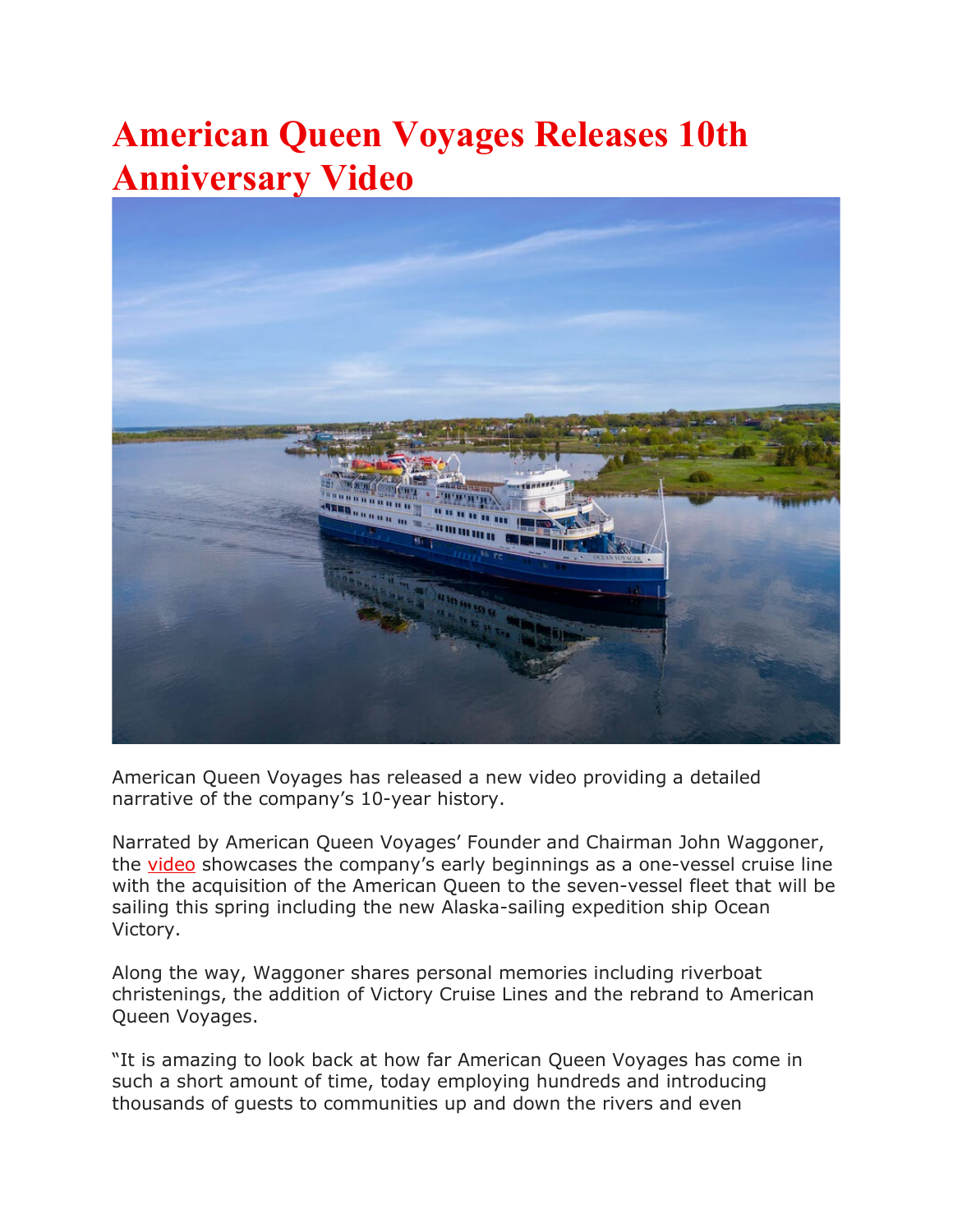# American Queen Voyages Releases 10th Anniversary Video

American Queen Voyages has released a new video providing a detailed narrative of the company's 10-year history.

Narrated by American Queen Voyages' Founder and Chairman John Waggoner, the video showcases the company's early beginnings as a one-vessel cruise line with the acquisition of the American Queen to the seven-vessel fleet that will be sailing this spring including the new Alaska-sailing expedition ship Ocean Victory.

Along the way, Waggoner shares personal memories including riverboat christenings, the addition of Victory Cruise Lines and the rebrand to American Queen Voyages.

"It is amazing to look back at how far American Queen Voyages has come in such a short amount of time, today employing hundreds and introducing thousands of guests to communities up and down the rivers and even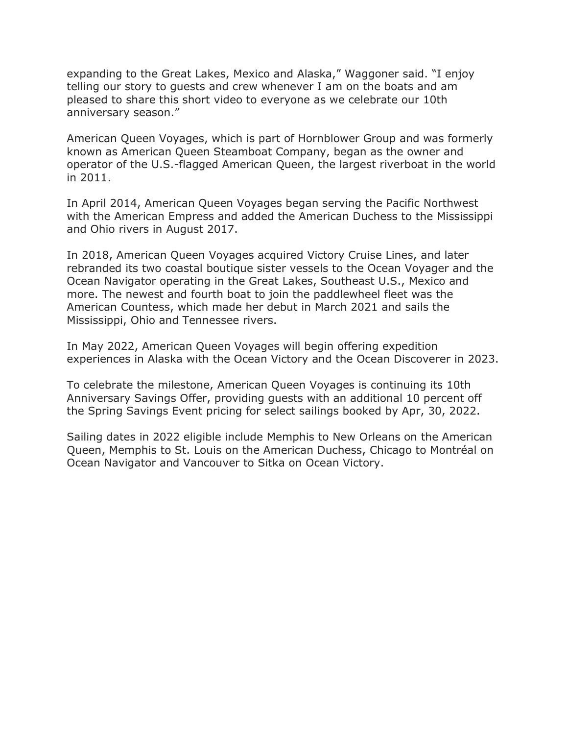expanding to the Great Lakes, Mexico and Alaska," Waggoner said. "I enjoy telling our story to guests and crew whenever I am on the boats and am pleased to share this short video to everyone as we celebrate our 10th anniversary season."

American Queen Voyages, which is part of Hornblower Group and was formerly known as American Queen Steamboat Company, began as the owner and operator of the U.S.-flagged American Queen, the largest riverboat in the world in 2011.

In April 2014, American Queen Voyages began serving the Pacific Northwest with the American Empress and added the American Duchess to the Mississippi and Ohio rivers in August 2017.

In 2018, American Queen Voyages acquired Victory Cruise Lines, and later rebranded its two coastal boutique sister vessels to the Ocean Voyager and the Ocean Navigator operating in the Great Lakes, Southeast U.S., Mexico and more. The newest and fourth boat to join the paddlewheel fleet was the American Countess, which made her debut in March 2021 and sails the Mississippi, Ohio and Tennessee rivers.

In May 2022, American Queen Voyages will begin offering expedition experiences in Alaska with the Ocean Victory and the Ocean Discoverer in 2023.

To celebrate the milestone, American Queen Voyages is continuing its 10th Anniversary Savings Offer, providing guests with an additional 10 percent off the Spring Savings Event pricing for select sailings booked by Apr, 30, 2022.

Sailing dates in 2022 eligible include Memphis to New Orleans on the American Queen, Memphis to St. Louis on the American Duchess, Chicago to Montréal on Ocean Navigator and Vancouver to Sitka on Ocean Victory.